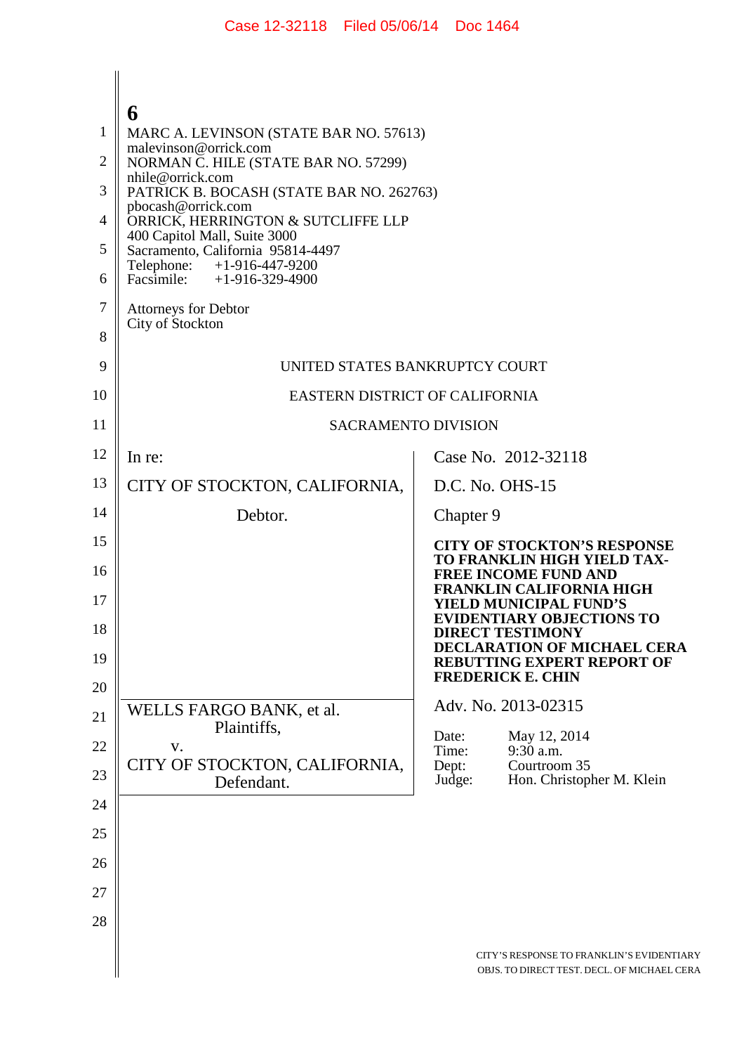MARC A. LEVINSON (STATE BAR NO. 57613)
malevinson@orrick.com
NORMAN C. HILE (STATE BAR NO. 57299)
nhile@orrick.com
PATRICK B. BOCASH (STATE BAR NO. 262763)
pbocash@orrick.com
ORRICK, HERRINGTON & SUTCLIFFE LLP
400 Capitol Mall, Suite 3000
Sacramento, California 95814-4497
Telephone: +1-916-447-9200
Facsimile: +1-916-329-4900

Attorneys for Debtor
City of Stockton

UNITED STATES BANKRUPTCY COURT

EASTERN DISTRICT OF CALIFORNIA

SACRAMENTO DIVISION

| | |
|---|---|
| In re:<br><br>CITY OF STOCKTON, CALIFORNIA,<br><br>Debtor. | Case No. 2012-32118<br><br>D.C. No. OHS-15<br><br>Chapter 9<br><br>**CITY OF STOCKTON'S RESPONSE TO FRANKLIN HIGH YIELD TAX-FREE INCOME FUND AND FRANKLIN CALIFORNIA HIGH YIELD MUNICIPAL FUND'S EVIDENTIARY OBJECTIONS TO DIRECT TESTIMONY DECLARATION OF MICHAEL CERA REBUTTING EXPERT REPORT OF FREDERICK E. CHIN** |
| WELLS FARGO BANK, et al.<br>Plaintiffs,<br>v.<br>CITY OF STOCKTON, CALIFORNIA,<br>Defendant. | Adv. No. 2013-02315<br><br>Date: May 12, 2014<br>Time: 9:30 a.m.<br>Dept: Courtroom 35<br>Judge: Hon. Christopher M. Klein |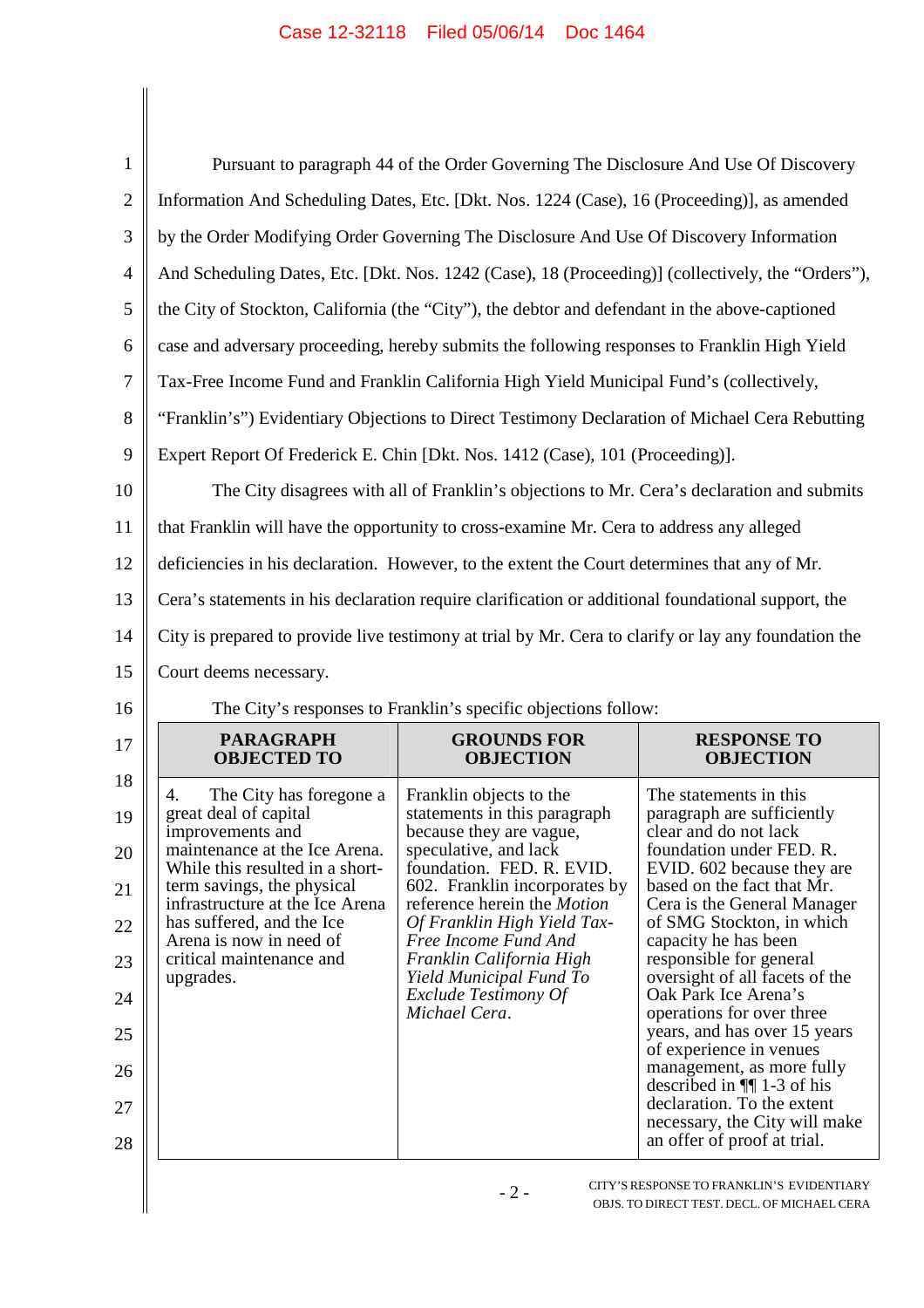Pursuant to paragraph 44 of the Order Governing The Disclosure And Use Of Discovery Information And Scheduling Dates, Etc. [Dkt. Nos. 1224 (Case), 16 (Proceeding)], as amended by the Order Modifying Order Governing The Disclosure And Use Of Discovery Information And Scheduling Dates, Etc. [Dkt. Nos. 1242 (Case), 18 (Proceeding)] (collectively, the "Orders"), the City of Stockton, California (the "City"), the debtor and defendant in the above-captioned case and adversary proceeding, hereby submits the following responses to Franklin High Yield Tax-Free Income Fund and Franklin California High Yield Municipal Fund's (collectively, "Franklin's") Evidentiary Objections to Direct Testimony Declaration of Michael Cera Rebutting Expert Report Of Frederick E. Chin [Dkt. Nos. 1412 (Case), 101 (Proceeding)].

The City disagrees with all of Franklin's objections to Mr. Cera's declaration and submits that Franklin will have the opportunity to cross-examine Mr. Cera to address any alleged deficiencies in his declaration. However, to the extent the Court determines that any of Mr. Cera's statements in his declaration require clarification or additional foundational support, the City is prepared to provide live testimony at trial by Mr. Cera to clarify or lay any foundation the Court deems necessary.

The City's responses to Franklin's specific objections follow:

| PARAGRAPH OBJECTED TO | GROUNDS FOR OBJECTION | RESPONSE TO OBJECTION |
|---|---|---|
| 4. The City has foregone a great deal of capital improvements and maintenance at the Ice Arena. While this resulted in a short-term savings, the physical infrastructure at the Ice Arena has suffered, and the Ice Arena is now in need of critical maintenance and upgrades. | Franklin objects to the statements in this paragraph because they are vague, speculative, and lack foundation. FED. R. EVID. 602. Franklin incorporates by reference herein the *Motion Of Franklin High Yield Tax-Free Income Fund And Franklin California High Yield Municipal Fund To Exclude Testimony Of Michael Cera*. | The statements in this paragraph are sufficiently clear and do not lack foundation under FED. R. EVID. 602 because they are based on the fact that Mr. Cera is the General Manager of SMG Stockton, in which capacity he has been responsible for general oversight of all facets of the Oak Park Ice Arena's operations for over three years, and has over 15 years of experience in venues management, as more fully described in ¶¶ 1-3 of his declaration. To the extent necessary, the City will make an offer of proof at trial. |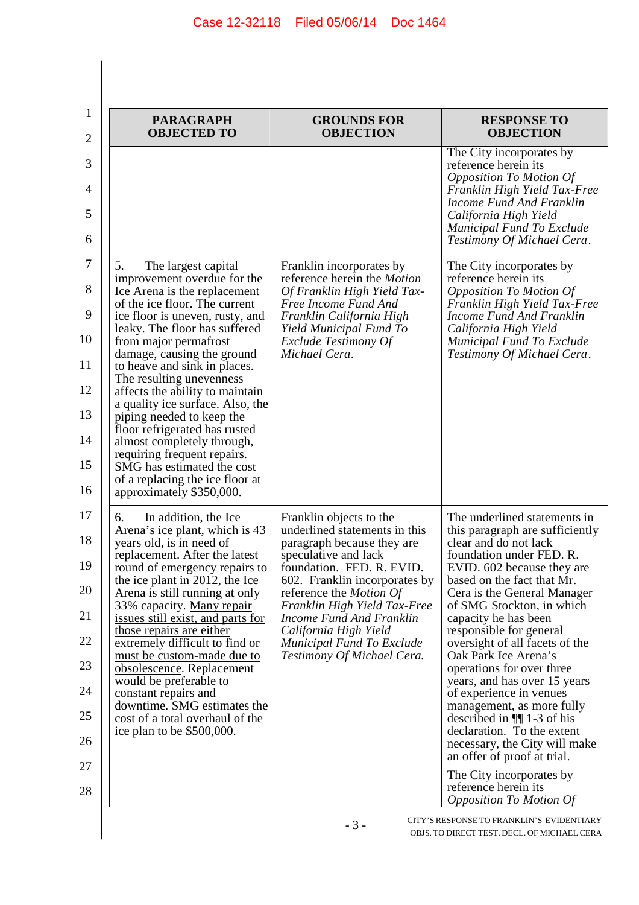| PARAGRAPH OBJECTED TO | GROUNDS FOR OBJECTION | RESPONSE TO OBJECTION |
|---|---|---|
| | | The City incorporates by reference herein its *Opposition To Motion Of Franklin High Yield Tax-Free Income Fund And Franklin California High Yield Municipal Fund To Exclude Testimony Of Michael Cera*. |
| 5. The largest capital improvement overdue for the Ice Arena is the replacement of the ice floor. The current ice floor is uneven, rusty, and leaky. The floor has suffered from major permafrost damage, causing the ground to heave and sink in places. The resulting unevenness affects the ability to maintain a quality ice surface. Also, the piping needed to keep the floor refrigerated has rusted almost completely through, requiring frequent repairs. SMG has estimated the cost of a replacing the ice floor at approximately $350,000. | Franklin incorporates by reference herein the *Motion Of Franklin High Yield Tax-Free Income Fund And Franklin California High Yield Municipal Fund To Exclude Testimony Of Michael Cera*. | The City incorporates by reference herein its *Opposition To Motion Of Franklin High Yield Tax-Free Income Fund And Franklin California High Yield Municipal Fund To Exclude Testimony Of Michael Cera*. |
| 6. In addition, the Ice Arena's ice plant, which is 43 years old, is in need of replacement. After the latest round of emergency repairs to the ice plant in 2012, at the Ice Arena is still running at only 33% capacity. <u>Many repair issues still exist, and parts for those repairs are either extremely difficult to find or must be custom-made due to obsolescence</u>. Replacement would be preferable to constant repairs and downtime. SMG estimates the cost of a total overhaul of the ice plan to be $500,000. | Franklin objects to the underlined statements in this paragraph because they are speculative and lack foundation. FED. R. EVID. 602. Franklin incorporates by reference the *Motion Of Franklin High Yield Tax-Free Income Fund And Franklin California High Yield Municipal Fund To Exclude Testimony Of Michael Cera.* | The underlined statements in this paragraph are sufficiently clear and do not lack foundation under FED. R. EVID. 602 because they are based on the fact that Mr. Cera is the General Manager of SMG Stockton, in which capacity he has been responsible for general oversight of all facets of the Oak Park Ice Arena's operations for over three years, and has over 15 years of experience in venues management, as more fully described in ¶¶ 1-3 of his declaration. To the extent necessary, the City will make an offer of proof at trial.<br><br>The City incorporates by reference herein its *Opposition To Motion Of* |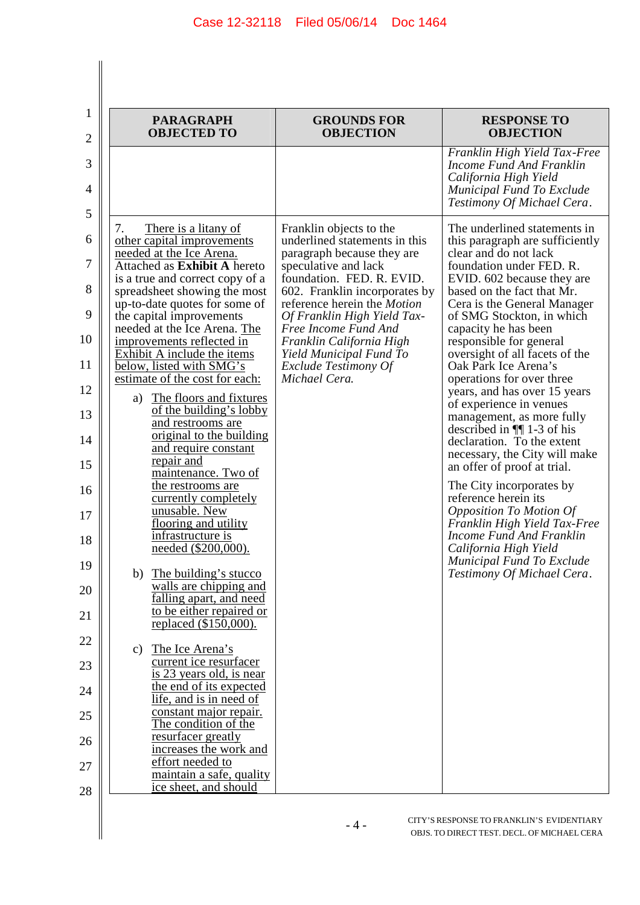| PARAGRAPH OBJECTED TO | GROUNDS FOR OBJECTION | RESPONSE TO OBJECTION |
|---|---|---|
| | | *Franklin High Yield Tax-Free Income Fund And Franklin California High Yield Municipal Fund To Exclude Testimony Of Michael Cera*. |
| 7. There is a litany of other capital improvements needed at the Ice Arena. Attached as **Exhibit A** hereto is a true and correct copy of a spreadsheet showing the most up-to-date quotes for some of the capital improvements needed at the Ice Arena. The improvements reflected in Exhibit A include the items below, listed with SMG's estimate of the cost for each:<br><br>a) The floors and fixtures of the building's lobby and restrooms are original to the building and require constant repair and maintenance. Two of the restrooms are currently completely unusable. New flooring and utility infrastructure is needed ($200,000).<br><br>b) The building's stucco walls are chipping and falling apart, and need to be either repaired or replaced ($150,000).<br><br>c) The Ice Arena's current ice resurfacer is 23 years old, is near the end of its expected life, and is in need of constant major repair. The condition of the resurfacer greatly increases the work and effort needed to maintain a safe, quality ice sheet, and should | Franklin objects to the underlined statements in this paragraph because they are speculative and lack foundation. FED. R. EVID. 602. Franklin incorporates by reference herein the *Motion Of Franklin High Yield Tax-Free Income Fund And Franklin California High Yield Municipal Fund To Exclude Testimony Of Michael Cera.* | The underlined statements in this paragraph are sufficiently clear and do not lack foundation under FED. R. EVID. 602 because they are based on the fact that Mr. Cera is the General Manager of SMG Stockton, in which capacity he has been responsible for general oversight of all facets of the Oak Park Ice Arena's operations for over three years, and has over 15 years of experience in venues management, as more fully described in ¶¶ 1-3 of his declaration. To the extent necessary, the City will make an offer of proof at trial.<br><br>The City incorporates by reference herein its *Opposition To Motion Of Franklin High Yield Tax-Free Income Fund And Franklin California High Yield Municipal Fund To Exclude Testimony Of Michael Cera*. |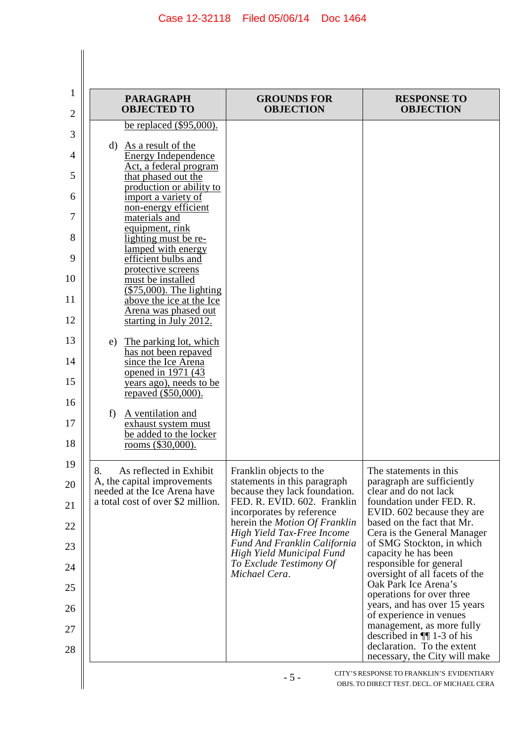| PARAGRAPH OBJECTED TO | GROUNDS FOR OBJECTION | RESPONSE TO OBJECTION |
|---|---|---|
| be replaced ($95,000).<br><br>d) As a result of the Energy Independence Act, a federal program that phased out the production or ability to import a variety of non-energy efficient materials and equipment, rink lighting must be re-lamped with energy efficient bulbs and protective screens must be installed ($75,000). The lighting above the ice at the Ice Arena was phased out starting in July 2012.<br><br>e) The parking lot, which has not been repaved since the Ice Arena opened in 1971 (43 years ago), needs to be repaved ($50,000).<br><br>f) A ventilation and exhaust system must be added to the locker rooms ($30,000). | | |
| 8. As reflected in Exhibit A, the capital improvements needed at the Ice Arena have a total cost of over $2 million. | Franklin objects to the statements in this paragraph because they lack foundation. FED. R. EVID. 602. Franklin incorporates by reference herein the *Motion Of Franklin High Yield Tax-Free Income Fund And Franklin California High Yield Municipal Fund To Exclude Testimony Of Michael Cera*. | The statements in this paragraph are sufficiently clear and do not lack foundation under FED. R. EVID. 602 because they are based on the fact that Mr. Cera is the General Manager of SMG Stockton, in which capacity he has been responsible for general oversight of all facets of the Oak Park Ice Arena's operations for over three years, and has over 15 years of experience in venues management, as more fully described in ¶¶ 1-3 of his declaration. To the extent necessary, the City will make |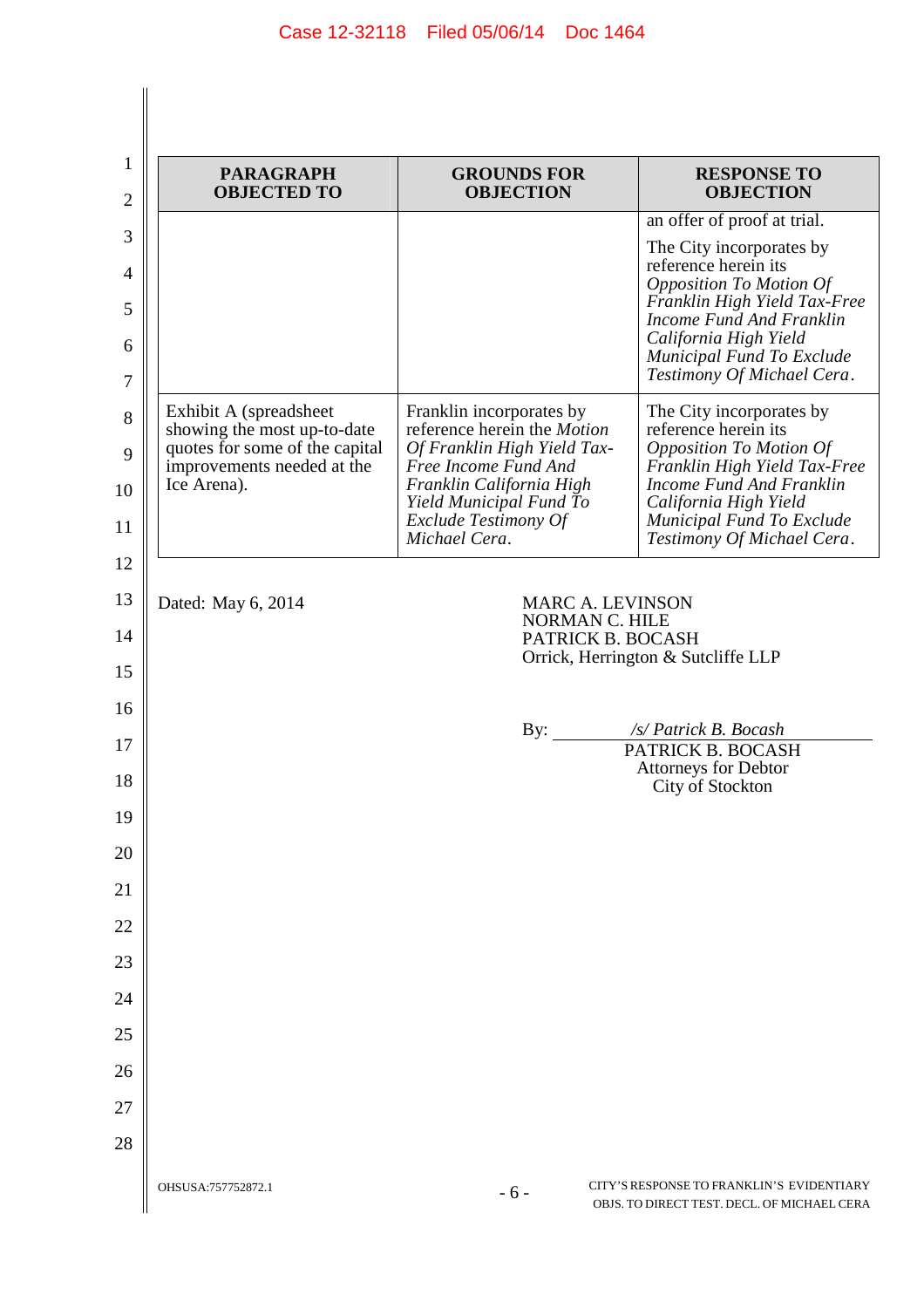| PARAGRAPH OBJECTED TO | GROUNDS FOR OBJECTION | RESPONSE TO OBJECTION |
|---|---|---|
| | | an offer of proof at trial. The City incorporates by reference herein its *Opposition To Motion Of Franklin High Yield Tax-Free Income Fund And Franklin California High Yield Municipal Fund To Exclude Testimony Of Michael Cera*. |
| Exhibit A (spreadsheet showing the most up-to-date quotes for some of the capital improvements needed at the Ice Arena). | Franklin incorporates by reference herein the *Motion Of Franklin High Yield Tax-Free Income Fund And Franklin California High Yield Municipal Fund To Exclude Testimony Of Michael Cera*. | The City incorporates by reference herein its *Opposition To Motion Of Franklin High Yield Tax-Free Income Fund And Franklin California High Yield Municipal Fund To Exclude Testimony Of Michael Cera*. |

Dated: May 6, 2014

MARC A. LEVINSON
NORMAN C. HILE
PATRICK B. BOCASH
Orrick, Herrington & Sutcliffe LLP

By: */s/ Patrick B. Bocash*
PATRICK B. BOCASH
Attorneys for Debtor
City of Stockton